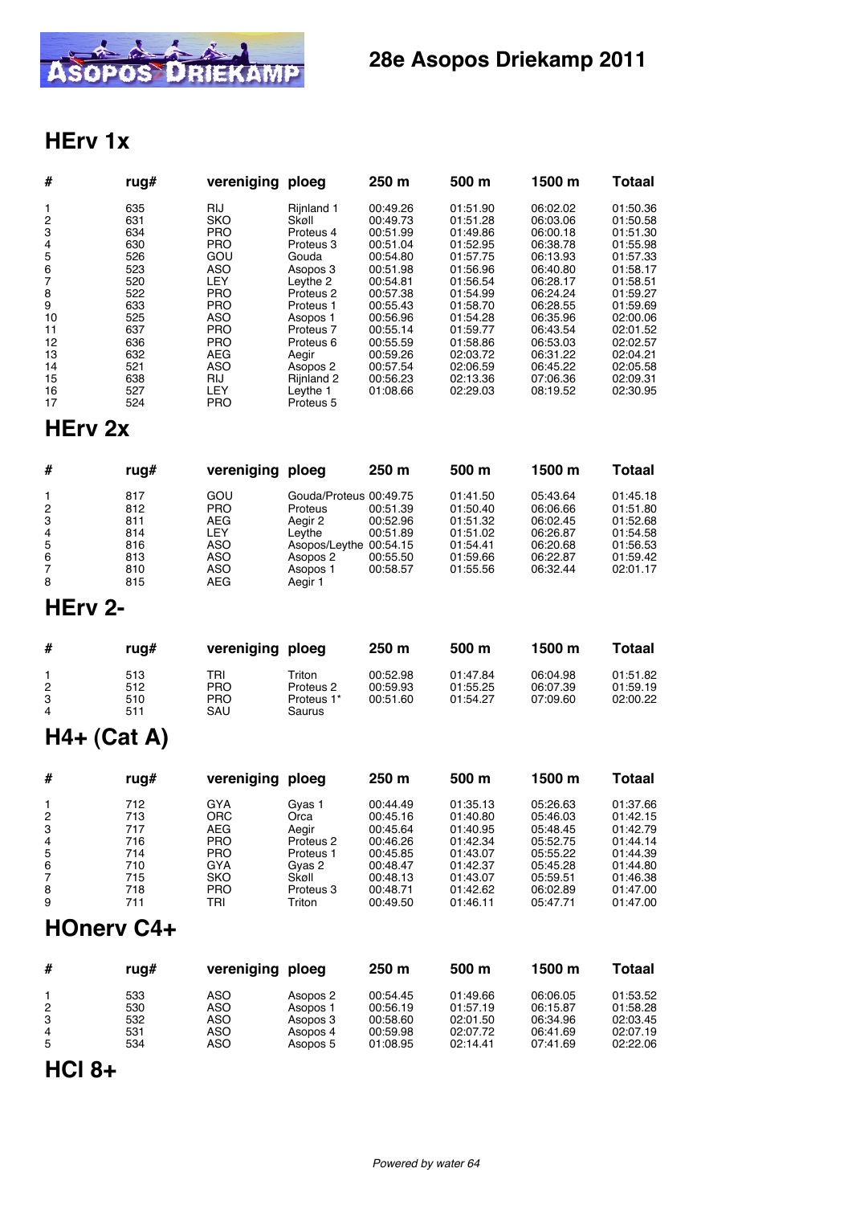# 28e Asopos Driekamp 2011

## HErv 1x

| # | rug# | vereniging | ploeg | 250 m | 500 m | 1500 m | Totaal |
|---|---|---|---|---|---|---|---|
| 1 | 635 | RIJ | Rijnland 1 | 00:49.26 | 01:51.90 | 06:02.02 | 01:50.36 |
| 2 | 631 | SKO | Skøll | 00:49.73 | 01:51.28 | 06:03.06 | 01:50.58 |
| 3 | 634 | PRO | Proteus 4 | 00:51.99 | 01:49.86 | 06:00.18 | 01:51.30 |
| 4 | 630 | PRO | Proteus 3 | 00:51.04 | 01:52.95 | 06:38.78 | 01:55.98 |
| 5 | 526 | GOU | Gouda | 00:54.80 | 01:57.75 | 06:13.93 | 01:57.33 |
| 6 | 523 | ASO | Asopos 3 | 00:51.98 | 01:56.96 | 06:40.80 | 01:58.17 |
| 7 | 520 | LEY | Leythe 2 | 00:54.81 | 01:56.54 | 06:28.17 | 01:58.51 |
| 8 | 522 | PRO | Proteus 2 | 00:57.38 | 01:54.99 | 06:24.24 | 01:59.27 |
| 9 | 633 | PRO | Proteus 1 | 00:55.43 | 01:58.70 | 06:28.55 | 01:59.69 |
| 10 | 525 | ASO | Asopos 1 | 00:56.96 | 01:54.28 | 06:35.96 | 02:00.06 |
| 11 | 637 | PRO | Proteus 7 | 00:55.14 | 01:59.77 | 06:43.54 | 02:01.52 |
| 12 | 636 | PRO | Proteus 6 | 00:55.59 | 01:58.86 | 06:53.03 | 02:02.57 |
| 13 | 632 | AEG | Aegir | 00:59.26 | 02:03.72 | 06:31.22 | 02:04.21 |
| 14 | 521 | ASO | Asopos 2 | 00:57.54 | 02:06.59 | 06:45.22 | 02:05.58 |
| 15 | 638 | RIJ | Rijnland 2 | 00:56.23 | 02:13.36 | 07:06.36 | 02:09.31 |
| 16 | 527 | LEY | Leythe 1 | 01:08.66 | 02:29.03 | 08:19.52 | 02:30.95 |
| 17 | 524 | PRO | Proteus 5 | | | | |

## HErv 2x

| # | rug# | vereniging | ploeg | 250 m | 500 m | 1500 m | Totaal |
|---|---|---|---|---|---|---|---|
| 1 | 817 | GOU | Gouda/Proteus | 00:49.75 | 01:41.50 | 05:43.64 | 01:45.18 |
| 2 | 812 | PRO | Proteus | 00:51.39 | 01:50.40 | 06:06.66 | 01:51.80 |
| 3 | 811 | AEG | Aegir 2 | 00:52.96 | 01:51.32 | 06:02.45 | 01:52.68 |
| 4 | 814 | LEY | Leythe | 00:51.89 | 01:51.02 | 06:26.87 | 01:54.58 |
| 5 | 816 | ASO | Asopos/Leythe | 00:54.15 | 01:54.41 | 06:20.68 | 01:56.53 |
| 6 | 813 | ASO | Asopos 2 | 00:55.50 | 01:59.66 | 06:22.87 | 01:59.42 |
| 7 | 810 | ASO | Asopos 1 | 00:58.57 | 01:55.56 | 06:32.44 | 02:01.17 |
| 8 | 815 | AEG | Aegir 1 | | | | |

## HErv 2-

| # | rug# | vereniging | ploeg | 250 m | 500 m | 1500 m | Totaal |
|---|---|---|---|---|---|---|---|
| 1 | 513 | TRI | Triton | 00:52.98 | 01:47.84 | 06:04.98 | 01:51.82 |
| 2 | 512 | PRO | Proteus 2 | 00:59.93 | 01:55.25 | 06:07.39 | 01:59.19 |
| 3 | 510 | PRO | Proteus 1* | 00:51.60 | 01:54.27 | 07:09.60 | 02:00.22 |
| 4 | 511 | SAU | Saurus | | | | |

## H4+ (Cat A)

| # | rug# | vereniging | ploeg | 250 m | 500 m | 1500 m | Totaal |
|---|---|---|---|---|---|---|---|
| 1 | 712 | GYA | Gyas 1 | 00:44.49 | 01:35.13 | 05:26.63 | 01:37.66 |
| 2 | 713 | ORC | Orca | 00:45.16 | 01:40.80 | 05:46.03 | 01:42.15 |
| 3 | 717 | AEG | Aegir | 00:45.64 | 01:40.95 | 05:48.45 | 01:42.79 |
| 4 | 716 | PRO | Proteus 2 | 00:46.26 | 01:42.34 | 05:52.75 | 01:44.14 |
| 5 | 714 | PRO | Proteus 1 | 00:45.85 | 01:43.07 | 05:55.22 | 01:44.39 |
| 6 | 710 | GYA | Gyas 2 | 00:48.47 | 01:42.37 | 05:45.28 | 01:44.80 |
| 7 | 715 | SKO | Skøll | 00:48.13 | 01:43.07 | 05:59.51 | 01:46.38 |
| 8 | 718 | PRO | Proteus 3 | 00:48.71 | 01:42.62 | 06:02.89 | 01:47.00 |
| 9 | 711 | TRI | Triton | 00:49.50 | 01:46.11 | 05:47.71 | 01:47.00 |

## HOnerv C4+

| # | rug# | vereniging | ploeg | 250 m | 500 m | 1500 m | Totaal |
|---|---|---|---|---|---|---|---|
| 1 | 533 | ASO | Asopos 2 | 00:54.45 | 01:49.66 | 06:06.05 | 01:53.52 |
| 2 | 530 | ASO | Asopos 1 | 00:56.19 | 01:57.19 | 06:15.87 | 01:58.28 |
| 3 | 532 | ASO | Asopos 3 | 00:58.60 | 02:01.50 | 06:34.96 | 02:03.45 |
| 4 | 531 | ASO | Asopos 4 | 00:59.98 | 02:07.72 | 06:41.69 | 02:07.19 |
| 5 | 534 | ASO | Asopos 5 | 01:08.95 | 02:14.41 | 07:41.69 | 02:22.06 |

## HCl 8+

*Powered by water 64*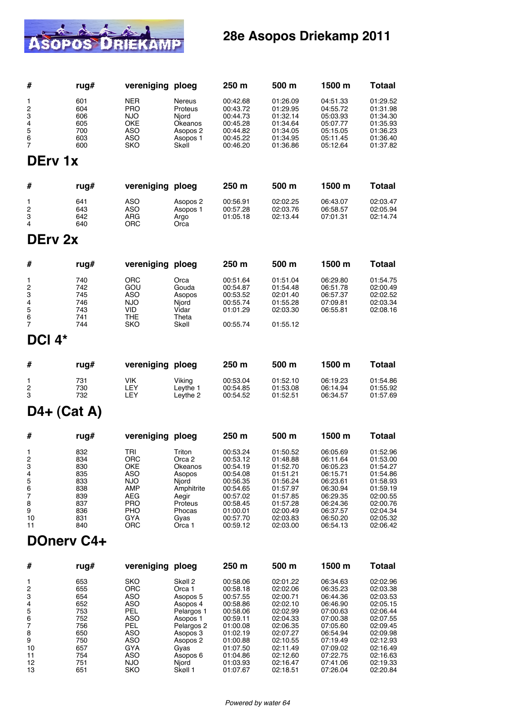| # | rug# | vereniging | ploeg | 250 m | 500 m | 1500 m | Totaal |
|---|---|---|---|---|---|---|---|
| 1 | 601 | NER | Nereus | 00:42.68 | 01:26.09 | 04:51.33 | 01:29.52 |
| 2 | 604 | PRO | Proteus | 00:43.72 | 01:29.95 | 04:55.72 | 01:31.98 |
| 3 | 606 | NJO | Njord | 00:44.73 | 01:32.14 | 05:03.93 | 01:34.30 |
| 4 | 605 | OKE | Okeanos | 00:45.28 | 01:34.64 | 05:07.77 | 01:35.93 |
| 5 | 700 | ASO | Asopos 2 | 00:44.82 | 01:34.05 | 05:15.05 | 01:36.23 |
| 6 | 603 | ASO | Asopos 1 | 00:45.22 | 01:34.95 | 05:11.45 | 01:36.40 |
| 7 | 600 | SKO | Skøll | 00:46.20 | 01:36.86 | 05:12.64 | 01:37.82 |

## DErv 1x

| # | rug# | vereniging | ploeg | 250 m | 500 m | 1500 m | Totaal |
|---|---|---|---|---|---|---|---|
| 1 | 641 | ASO | Asopos 2 | 00:56.91 | 02:02.25 | 06:43.07 | 02:03.47 |
| 2 | 643 | ASO | Asopos 1 | 00:57.28 | 02:03.76 | 06:58.57 | 02:05.94 |
| 3 | 642 | ARG | Argo | 01:05.18 | 02:13.44 | 07:01.31 | 02:14.74 |
| 4 | 640 | ORC | Orca | | | | |

## DErv 2x

| # | rug# | vereniging | ploeg | 250 m | 500 m | 1500 m | Totaal |
|---|---|---|---|---|---|---|---|
| 1 | 740 | ORC | Orca | 00:51.64 | 01:51.04 | 06:29.80 | 01:54.75 |
| 2 | 742 | GOU | Gouda | 00:54.87 | 01:54.48 | 06:51.78 | 02:00.49 |
| 3 | 745 | ASO | Asopos | 00:53.52 | 02:01.40 | 06:57.37 | 02:02.52 |
| 4 | 746 | NJO | Njord | 00:55.74 | 01:55.28 | 07:09.81 | 02:03.34 |
| 5 | 743 | VID | Vidar | 01:01.29 | 02:03.30 | 06:55.81 | 02:08.16 |
| 6 | 741 | THE | Theta | | | | |
| 7 | 744 | SKO | Skøll | 00:55.74 | 01:55.12 | | |

## DCl 4*

| # | rug# | vereniging | ploeg | 250 m | 500 m | 1500 m | Totaal |
|---|---|---|---|---|---|---|---|
| 1 | 731 | VIK | Viking | 00:53.04 | 01:52.10 | 06:19.23 | 01:54.86 |
| 2 | 730 | LEY | Leythe 1 | 00:54.85 | 01:53.08 | 06:14.94 | 01:55.92 |
| 3 | 732 | LEY | Leythe 2 | 00:54.52 | 01:52.51 | 06:34.57 | 01:57.69 |

## D4+ (Cat A)

| # | rug# | vereniging | ploeg | 250 m | 500 m | 1500 m | Totaal |
|---|---|---|---|---|---|---|---|
| 1 | 832 | TRI | Triton | 00:53.24 | 01:50.52 | 06:05.69 | 01:52.96 |
| 2 | 834 | ORC | Orca 2 | 00:53.12 | 01:48.88 | 06:11.64 | 01:53.00 |
| 3 | 830 | OKE | Okeanos | 00:54.19 | 01:52.70 | 06:05.23 | 01:54.27 |
| 4 | 835 | ASO | Asopos | 00:54.08 | 01:51.21 | 06:15.71 | 01:54.86 |
| 5 | 833 | NJO | Njord | 00:56.35 | 01:56.24 | 06:23.61 | 01:58.93 |
| 6 | 838 | AMP | Amphitrite | 00:54.65 | 01:57.97 | 06:30.94 | 01:59.19 |
| 7 | 839 | AEG | Aegir | 00:57.02 | 01:57.85 | 06:29.35 | 02:00.55 |
| 8 | 837 | PRO | Proteus | 00:58.45 | 01:57.28 | 06:24.36 | 02:00.76 |
| 9 | 836 | PHO | Phocas | 01:00.01 | 02:00.49 | 06:37.57 | 02:04.34 |
| 10 | 831 | GYA | Gyas | 00:57.70 | 02:03.83 | 06:50.20 | 02:05.32 |
| 11 | 840 | ORC | Orca 1 | 00:59.12 | 02:03.00 | 06:54.13 | 02:06.42 |

## DOnerv C4+

| # | rug# | vereniging | ploeg | 250 m | 500 m | 1500 m | Totaal |
|---|---|---|---|---|---|---|---|
| 1 | 653 | SKO | Skøll 2 | 00:58.06 | 02:01.22 | 06:34.63 | 02:02.96 |
| 2 | 655 | ORC | Orca 1 | 00:58.18 | 02:02.06 | 06:35.23 | 02:03.38 |
| 3 | 654 | ASO | Asopos 5 | 00:57.55 | 02:00.71 | 06:44.36 | 02:03.53 |
| 4 | 652 | ASO | Asopos 4 | 00:58.86 | 02:02.10 | 06:46.90 | 02:05.15 |
| 5 | 753 | PEL | Pelargos 1 | 00:58.06 | 02:02.99 | 07:00.63 | 02:06.44 |
| 6 | 752 | ASO | Asopos 1 | 00:59.11 | 02:04.33 | 07:00.38 | 02:07.55 |
| 7 | 756 | PEL | Pelargos 2 | 01:00.08 | 02:06.35 | 07:05.60 | 02:09.45 |
| 8 | 650 | ASO | Asopos 3 | 01:02.19 | 02:07.27 | 06:54.94 | 02:09.98 |
| 9 | 750 | ASO | Asopos 2 | 01:00.88 | 02:10.55 | 07:19.49 | 02:12.93 |
| 10 | 657 | GYA | Gyas | 01:07.50 | 02:11.49 | 07:09.02 | 02:16.49 |
| 11 | 754 | ASO | Asopos 6 | 01:04.86 | 02:12.60 | 07:22.75 | 02:16.63 |
| 12 | 751 | NJO | Njord | 01:03.93 | 02:16.47 | 07:41.06 | 02:19.33 |
| 13 | 651 | SKO | Skøll 1 | 01:07.67 | 02:18.51 | 07:26.04 | 02:20.84 |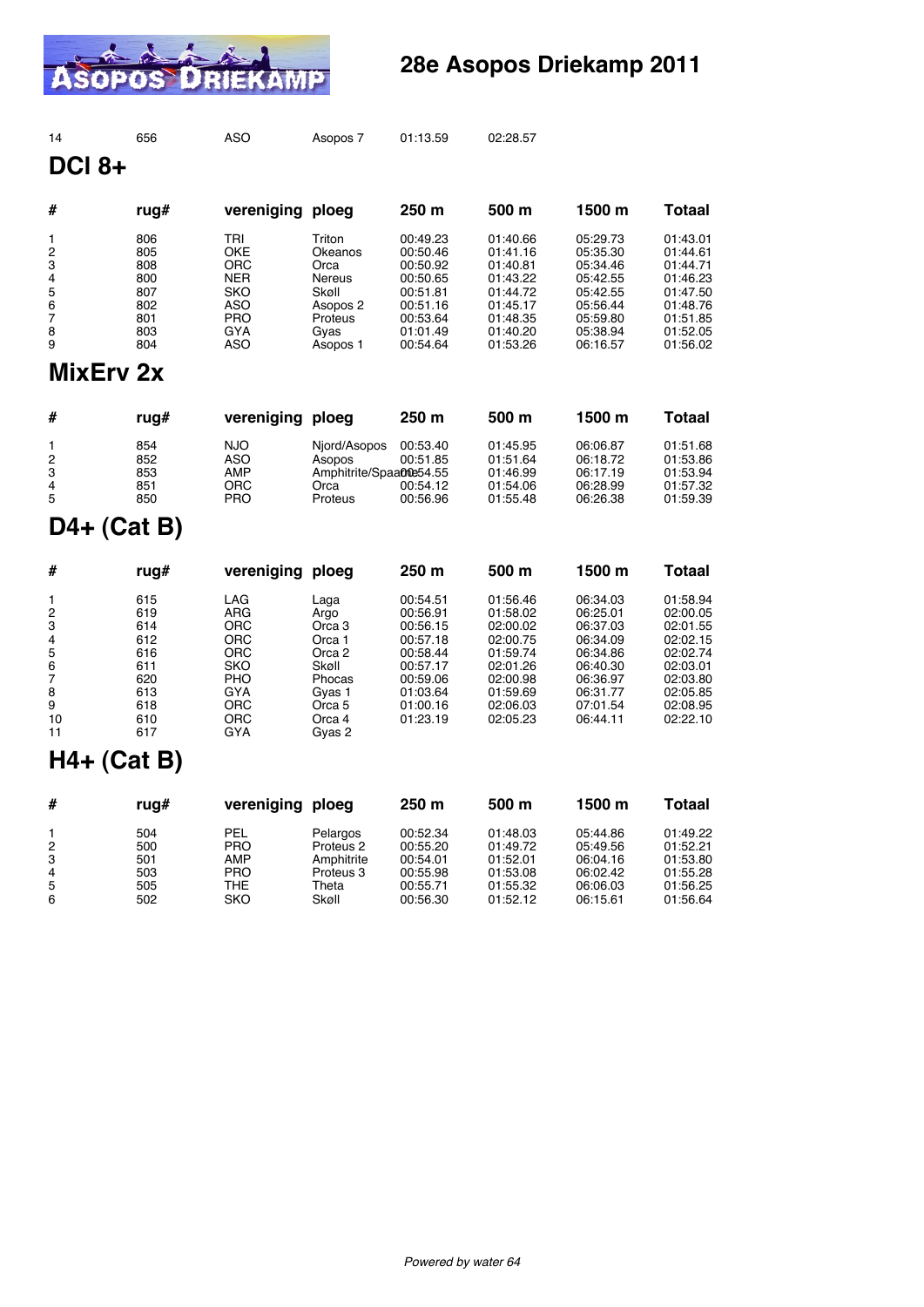| | | | | | | | |
|---|---|---|---|---|---|---|---|
| 14 | 656 | ASO | Asopos 7 | 01:13.59 | 02:28.57 | | |

## DCI 8+

| # | rug# | vereniging | ploeg | 250 m | 500 m | 1500 m | Totaal |
|---|---|---|---|---|---|---|---|
| 1 | 806 | TRI | Triton | 00:49.23 | 01:40.66 | 05:29.73 | 01:43.01 |
| 2 | 805 | OKE | Okeanos | 00:50.46 | 01:41.16 | 05:35.30 | 01:44.61 |
| 3 | 808 | ORC | Orca | 00:50.92 | 01:40.81 | 05:34.46 | 01:44.71 |
| 4 | 800 | NER | Nereus | 00:50.65 | 01:43.22 | 05:42.55 | 01:46.23 |
| 5 | 807 | SKO | Skøll | 00:51.81 | 01:44.72 | 05:42.55 | 01:47.50 |
| 6 | 802 | ASO | Asopos 2 | 00:51.16 | 01:45.17 | 05:56.44 | 01:48.76 |
| 7 | 801 | PRO | Proteus | 00:53.64 | 01:48.35 | 05:59.80 | 01:51.85 |
| 8 | 803 | GYA | Gyas | 01:01.49 | 01:40.20 | 05:38.94 | 01:52.05 |
| 9 | 804 | ASO | Asopos 1 | 00:54.64 | 01:53.26 | 06:16.57 | 01:56.02 |

## MixErv 2x

| # | rug# | vereniging | ploeg | 250 m | 500 m | 1500 m | Totaal |
|---|---|---|---|---|---|---|---|
| 1 | 854 | NJO | Njord/Asopos | 00:53.40 | 01:45.95 | 06:06.87 | 01:51.68 |
| 2 | 852 | ASO | Asopos | 00:51.85 | 01:51.64 | 06:18.72 | 01:53.86 |
| 3 | 853 | AMP | Amphitrite/Spaarne | 00:54.55 | 01:46.99 | 06:17.19 | 01:53.94 |
| 4 | 851 | ORC | Orca | 00:54.12 | 01:54.06 | 06:28.99 | 01:57.32 |
| 5 | 850 | PRO | Proteus | 00:56.96 | 01:55.48 | 06:26.38 | 01:59.39 |

## D4+ (Cat B)

| # | rug# | vereniging | ploeg | 250 m | 500 m | 1500 m | Totaal |
|---|---|---|---|---|---|---|---|
| 1 | 615 | LAG | Laga | 00:54.51 | 01:56.46 | 06:34.03 | 01:58.94 |
| 2 | 619 | ARG | Argo | 00:56.91 | 01:58.02 | 06:25.01 | 02:00.05 |
| 3 | 614 | ORC | Orca 3 | 00:56.15 | 02:00.02 | 06:37.03 | 02:01.55 |
| 4 | 612 | ORC | Orca 1 | 00:57.18 | 02:00.75 | 06:34.09 | 02:02.15 |
| 5 | 616 | ORC | Orca 2 | 00:58.44 | 01:59.74 | 06:34.86 | 02:02.74 |
| 6 | 611 | SKO | Skøll | 00:57.17 | 02:01.26 | 06:40.30 | 02:03.01 |
| 7 | 620 | PHO | Phocas | 00:59.06 | 02:00.98 | 06:36.97 | 02:03.80 |
| 8 | 613 | GYA | Gyas 1 | 01:03.64 | 01:59.69 | 06:31.77 | 02:05.85 |
| 9 | 618 | ORC | Orca 5 | 01:00.16 | 02:06.03 | 07:01.54 | 02:08.95 |
| 10 | 610 | ORC | Orca 4 | 01:23.19 | 02:05.23 | 06:44.11 | 02:22.10 |
| 11 | 617 | GYA | Gyas 2 | | | | |

## H4+ (Cat B)

| # | rug# | vereniging | ploeg | 250 m | 500 m | 1500 m | Totaal |
|---|---|---|---|---|---|---|---|
| 1 | 504 | PEL | Pelargos | 00:52.34 | 01:48.03 | 05:44.86 | 01:49.22 |
| 2 | 500 | PRO | Proteus 2 | 00:55.20 | 01:49.72 | 05:49.56 | 01:52.21 |
| 3 | 501 | AMP | Amphitrite | 00:54.01 | 01:52.01 | 06:04.16 | 01:53.80 |
| 4 | 503 | PRO | Proteus 3 | 00:55.98 | 01:53.08 | 06:02.42 | 01:55.28 |
| 5 | 505 | THE | Theta | 00:55.71 | 01:55.32 | 06:06.03 | 01:56.25 |
| 6 | 502 | SKO | Skøll | 00:56.30 | 01:52.12 | 06:15.61 | 01:56.64 |